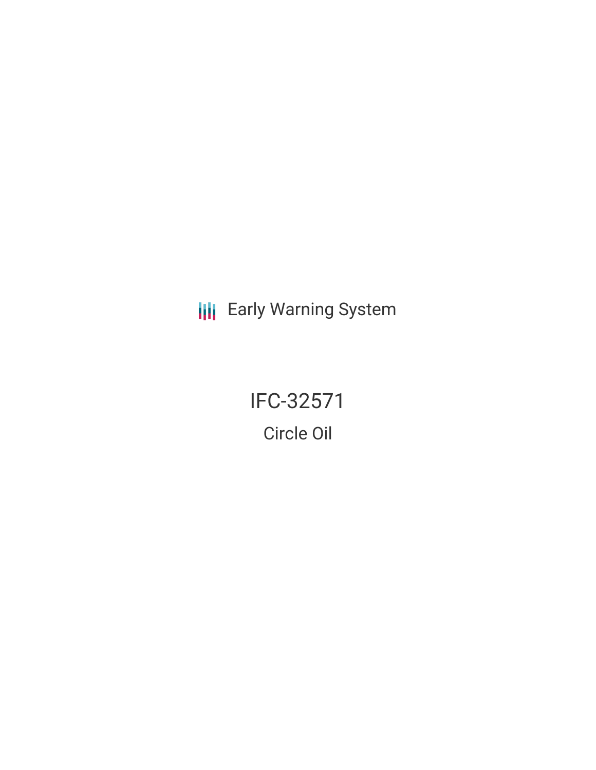Early Warning System

# IFC-32571

## Circle Oil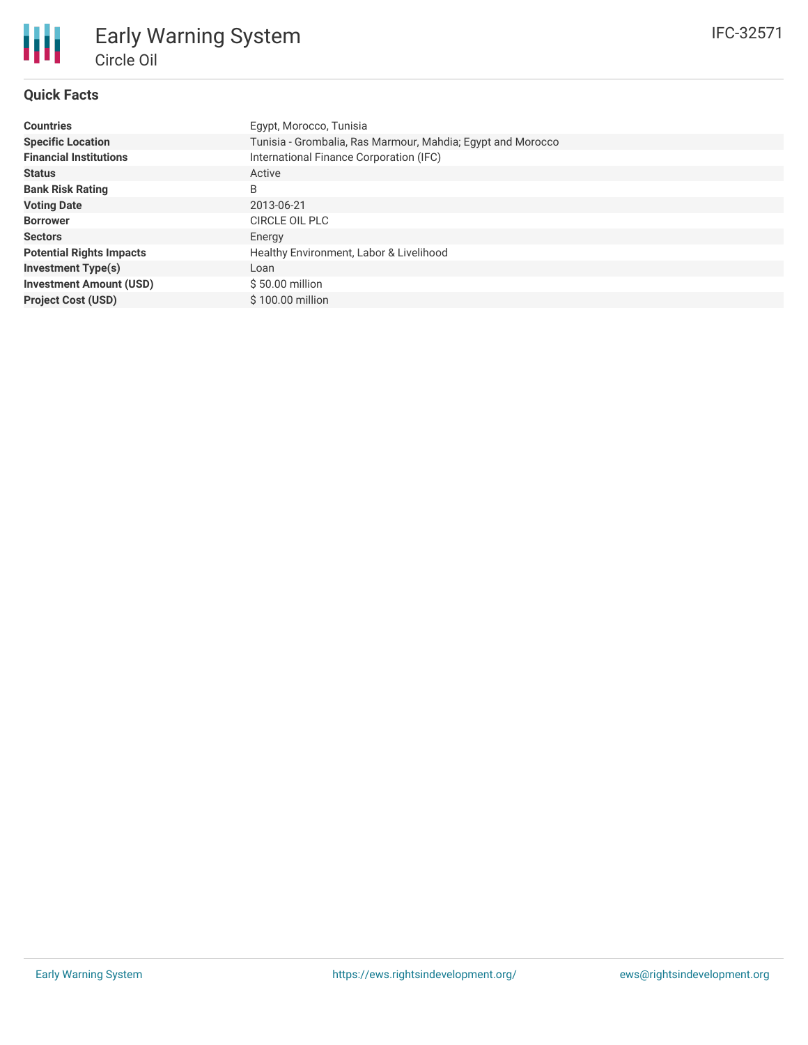# Early Warning System

## Circle Oil

IFC-32571

### Quick Facts

| | |
|---|---|
| **Countries** | Egypt, Morocco, Tunisia |
| **Specific Location** | Tunisia - Grombalia, Ras Marmour, Mahdia; Egypt and Morocco |
| **Financial Institutions** | International Finance Corporation (IFC) |
| **Status** | Active |
| **Bank Risk Rating** | B |
| **Voting Date** | 2013-06-21 |
| **Borrower** | CIRCLE OIL PLC |
| **Sectors** | Energy |
| **Potential Rights Impacts** | Healthy Environment, Labor & Livelihood |
| **Investment Type(s)** | Loan |
| **Investment Amount (USD)** | $ 50.00 million |
| **Project Cost (USD)** | $ 100.00 million |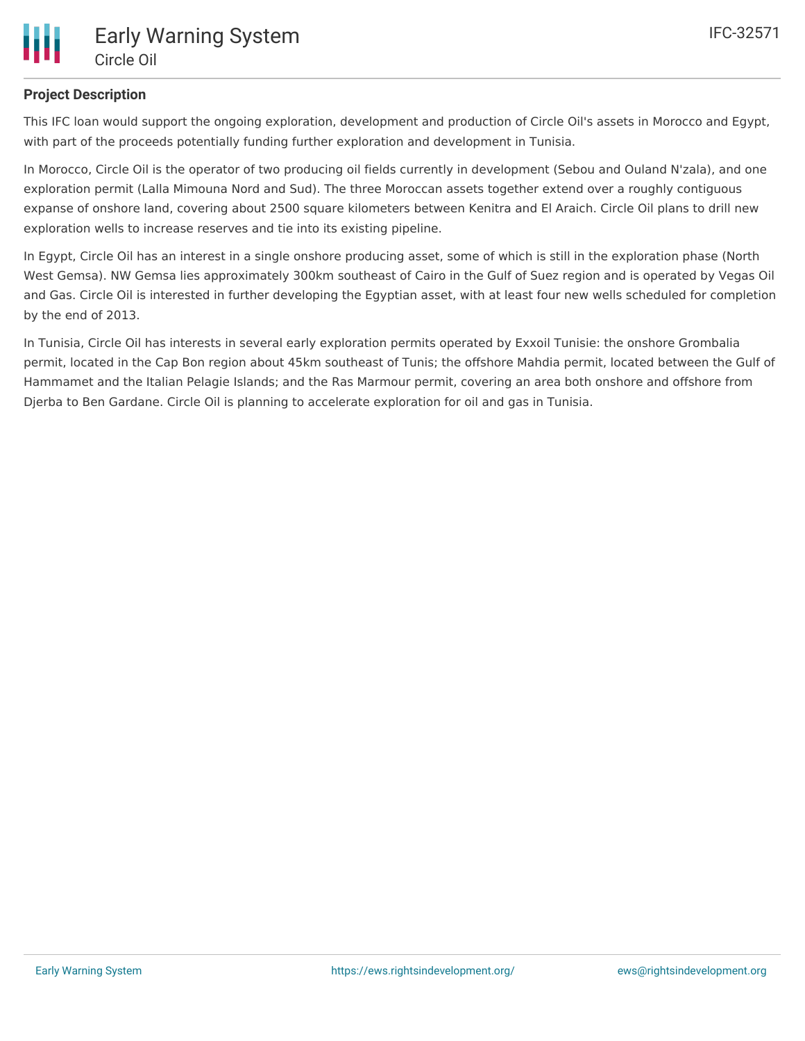**Project Description**

This IFC loan would support the ongoing exploration, development and production of Circle Oil's assets in Morocco and Egypt, with part of the proceeds potentially funding further exploration and development in Tunisia.

In Morocco, Circle Oil is the operator of two producing oil fields currently in development (Sebou and Ouland N'zala), and one exploration permit (Lalla Mimouna Nord and Sud). The three Moroccan assets together extend over a roughly contiguous expanse of onshore land, covering about 2500 square kilometers between Kenitra and El Araich. Circle Oil plans to drill new exploration wells to increase reserves and tie into its existing pipeline.

In Egypt, Circle Oil has an interest in a single onshore producing asset, some of which is still in the exploration phase (North West Gemsa). NW Gemsa lies approximately 300km southeast of Cairo in the Gulf of Suez region and is operated by Vegas Oil and Gas. Circle Oil is interested in further developing the Egyptian asset, with at least four new wells scheduled for completion by the end of 2013.

In Tunisia, Circle Oil has interests in several early exploration permits operated by Exxoil Tunisie: the onshore Grombalia permit, located in the Cap Bon region about 45km southeast of Tunis; the offshore Mahdia permit, located between the Gulf of Hammamet and the Italian Pelagie Islands; and the Ras Marmour permit, covering an area both onshore and offshore from Djerba to Ben Gardane. Circle Oil is planning to accelerate exploration for oil and gas in Tunisia.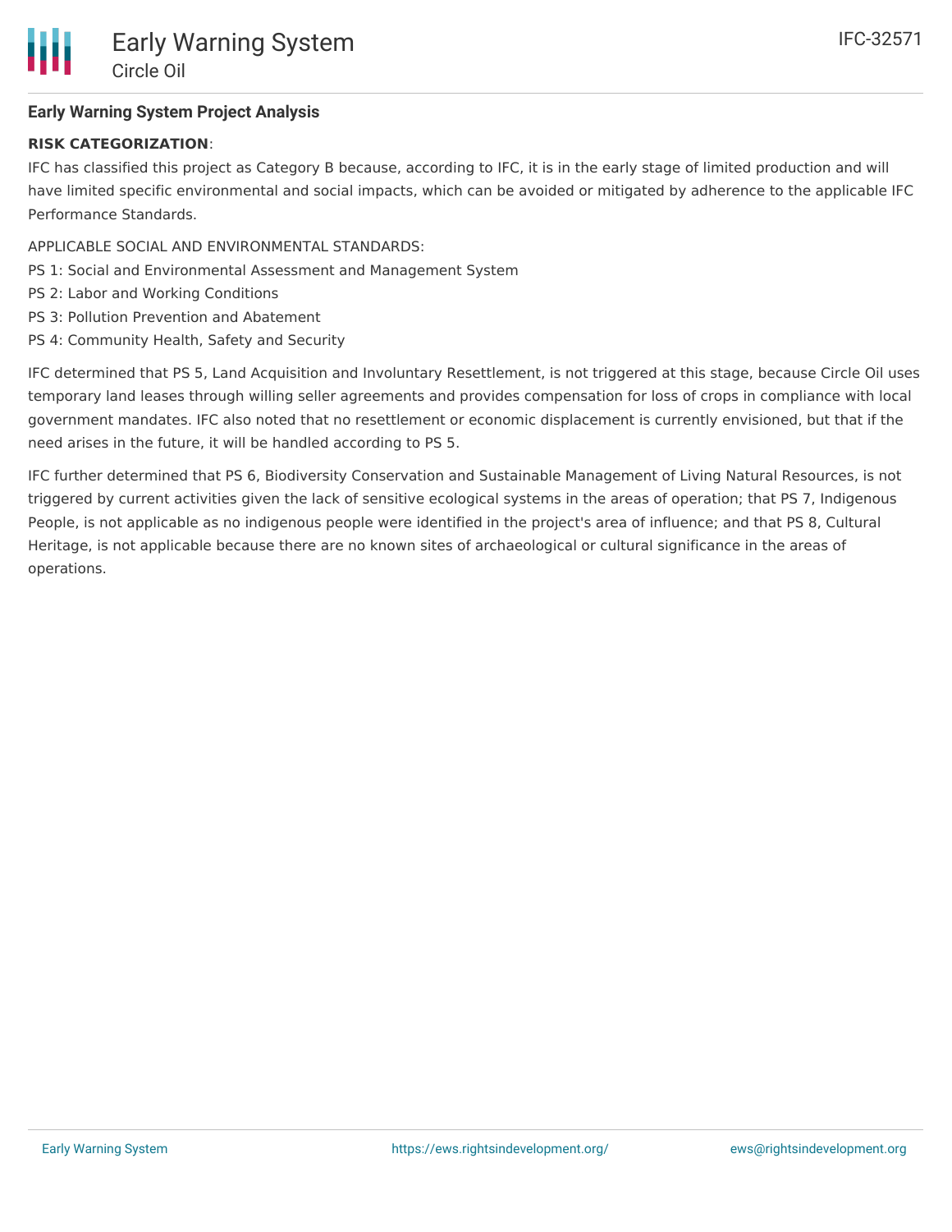**Early Warning System Project Analysis**

**RISK CATEGORIZATION**:

IFC has classified this project as Category B because, according to IFC, it is in the early stage of limited production and will have limited specific environmental and social impacts, which can be avoided or mitigated by adherence to the applicable IFC Performance Standards.

APPLICABLE SOCIAL AND ENVIRONMENTAL STANDARDS:
PS 1: Social and Environmental Assessment and Management System
PS 2: Labor and Working Conditions
PS 3: Pollution Prevention and Abatement
PS 4: Community Health, Safety and Security

IFC determined that PS 5, Land Acquisition and Involuntary Resettlement, is not triggered at this stage, because Circle Oil uses temporary land leases through willing seller agreements and provides compensation for loss of crops in compliance with local government mandates. IFC also noted that no resettlement or economic displacement is currently envisioned, but that if the need arises in the future, it will be handled according to PS 5.

IFC further determined that PS 6, Biodiversity Conservation and Sustainable Management of Living Natural Resources, is not triggered by current activities given the lack of sensitive ecological systems in the areas of operation; that PS 7, Indigenous People, is not applicable as no indigenous people were identified in the project's area of influence; and that PS 8, Cultural Heritage, is not applicable because there are no known sites of archaeological or cultural significance in the areas of operations.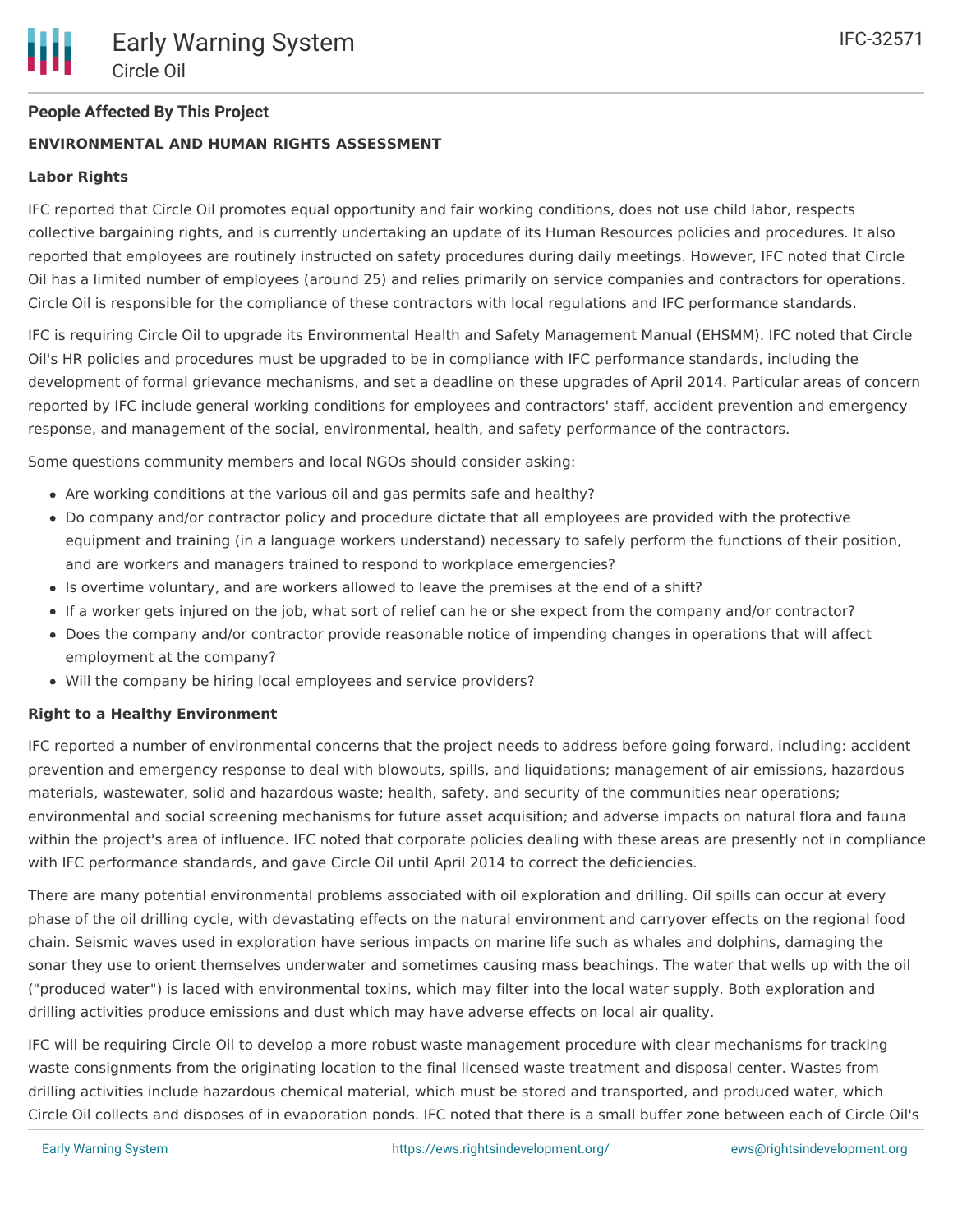### People Affected By This Project

**ENVIRONMENTAL AND HUMAN RIGHTS ASSESSMENT**

**Labor Rights**

IFC reported that Circle Oil promotes equal opportunity and fair working conditions, does not use child labor, respects collective bargaining rights, and is currently undertaking an update of its Human Resources policies and procedures. It also reported that employees are routinely instructed on safety procedures during daily meetings. However, IFC noted that Circle Oil has a limited number of employees (around 25) and relies primarily on service companies and contractors for operations. Circle Oil is responsible for the compliance of these contractors with local regulations and IFC performance standards.

IFC is requiring Circle Oil to upgrade its Environmental Health and Safety Management Manual (EHSMM). IFC noted that Circle Oil's HR policies and procedures must be upgraded to be in compliance with IFC performance standards, including the development of formal grievance mechanisms, and set a deadline on these upgrades of April 2014. Particular areas of concern reported by IFC include general working conditions for employees and contractors' staff, accident prevention and emergency response, and management of the social, environmental, health, and safety performance of the contractors.

Some questions community members and local NGOs should consider asking:

- Are working conditions at the various oil and gas permits safe and healthy?
- Do company and/or contractor policy and procedure dictate that all employees are provided with the protective equipment and training (in a language workers understand) necessary to safely perform the functions of their position, and are workers and managers trained to respond to workplace emergencies?
- Is overtime voluntary, and are workers allowed to leave the premises at the end of a shift?
- If a worker gets injured on the job, what sort of relief can he or she expect from the company and/or contractor?
- Does the company and/or contractor provide reasonable notice of impending changes in operations that will affect employment at the company?
- Will the company be hiring local employees and service providers?

**Right to a Healthy Environment**

IFC reported a number of environmental concerns that the project needs to address before going forward, including: accident prevention and emergency response to deal with blowouts, spills, and liquidations; management of air emissions, hazardous materials, wastewater, solid and hazardous waste; health, safety, and security of the communities near operations; environmental and social screening mechanisms for future asset acquisition; and adverse impacts on natural flora and fauna within the project's area of influence. IFC noted that corporate policies dealing with these areas are presently not in compliance with IFC performance standards, and gave Circle Oil until April 2014 to correct the deficiencies.

There are many potential environmental problems associated with oil exploration and drilling. Oil spills can occur at every phase of the oil drilling cycle, with devastating effects on the natural environment and carryover effects on the regional food chain. Seismic waves used in exploration have serious impacts on marine life such as whales and dolphins, damaging the sonar they use to orient themselves underwater and sometimes causing mass beachings. The water that wells up with the oil ("produced water") is laced with environmental toxins, which may filter into the local water supply. Both exploration and drilling activities produce emissions and dust which may have adverse effects on local air quality.

IFC will be requiring Circle Oil to develop a more robust waste management procedure with clear mechanisms for tracking waste consignments from the originating location to the final licensed waste treatment and disposal center. Wastes from drilling activities include hazardous chemical material, which must be stored and transported, and produced water, which Circle Oil collects and disposes of in evaporation ponds. IFC noted that there is a small buffer zone between each of Circle Oil's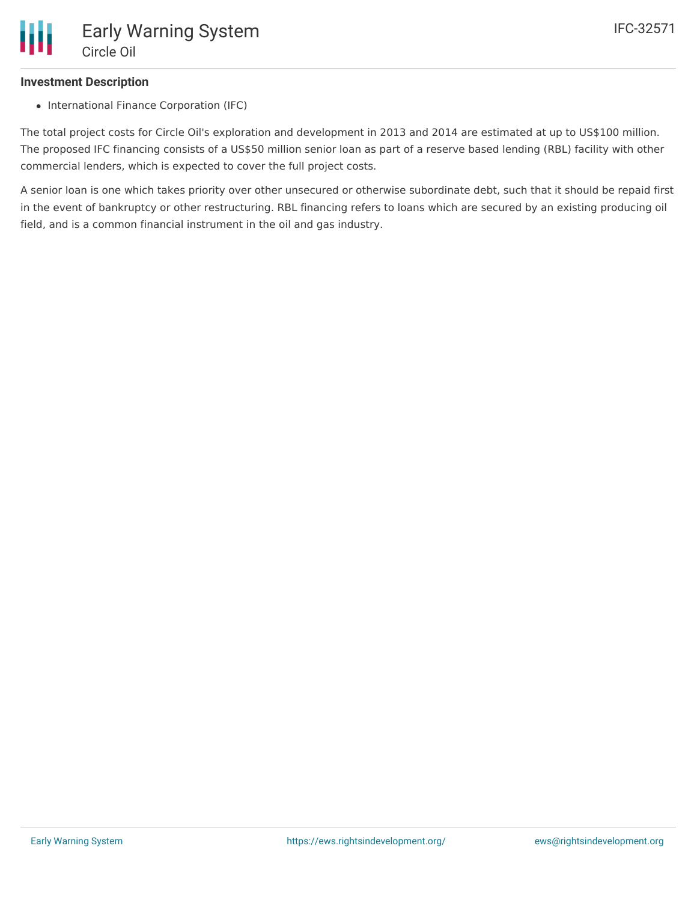### Investment Description

- International Finance Corporation (IFC)

The total project costs for Circle Oil's exploration and development in 2013 and 2014 are estimated at up to US$100 million. The proposed IFC financing consists of a US$50 million senior loan as part of a reserve based lending (RBL) facility with other commercial lenders, which is expected to cover the full project costs.

A senior loan is one which takes priority over other unsecured or otherwise subordinate debt, such that it should be repaid first in the event of bankruptcy or other restructuring. RBL financing refers to loans which are secured by an existing producing oil field, and is a common financial instrument in the oil and gas industry.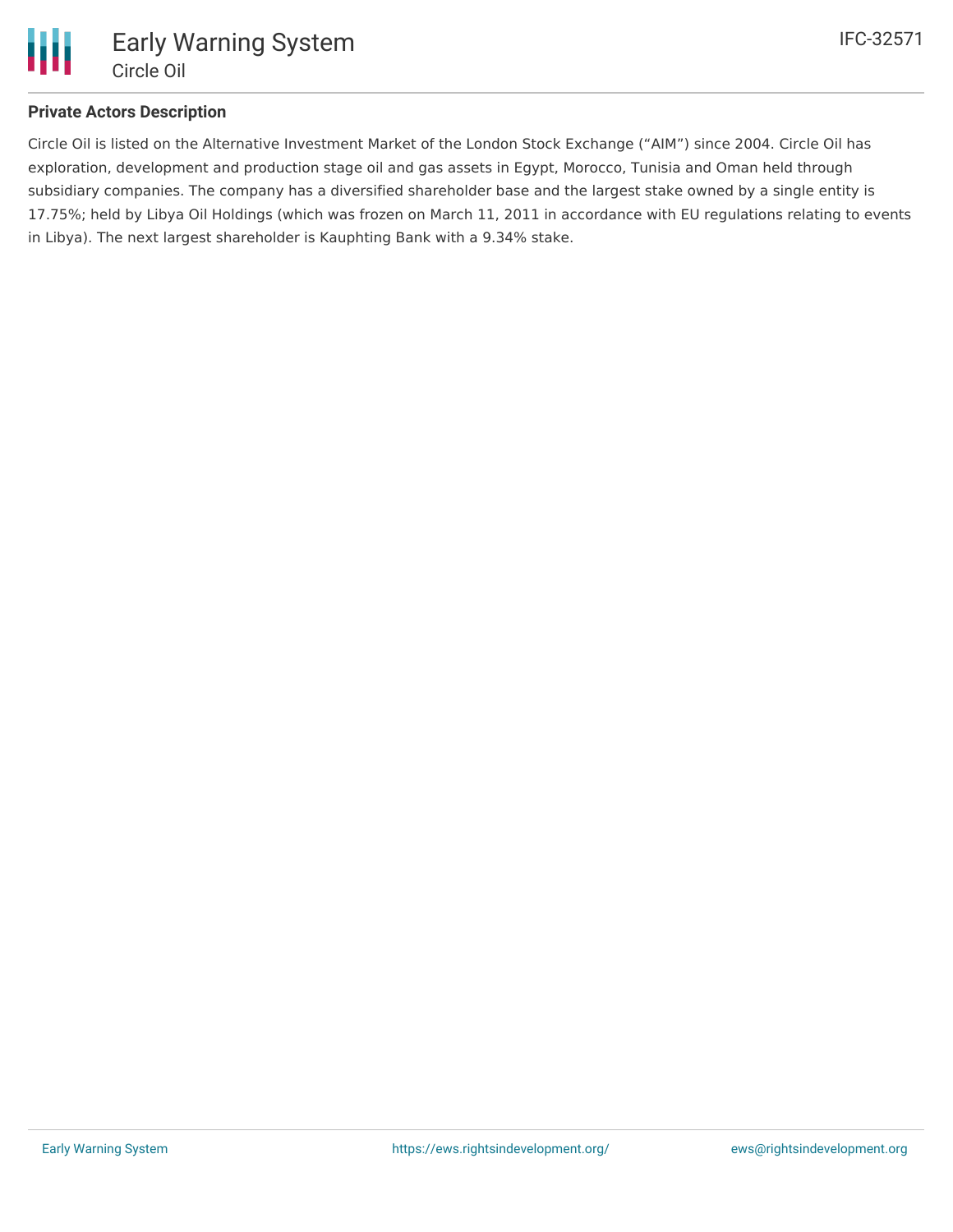### Private Actors Description

Circle Oil is listed on the Alternative Investment Market of the London Stock Exchange ("AIM") since 2004. Circle Oil has exploration, development and production stage oil and gas assets in Egypt, Morocco, Tunisia and Oman held through subsidiary companies. The company has a diversified shareholder base and the largest stake owned by a single entity is 17.75%; held by Libya Oil Holdings (which was frozen on March 11, 2011 in accordance with EU regulations relating to events in Libya). The next largest shareholder is Kauphting Bank with a 9.34% stake.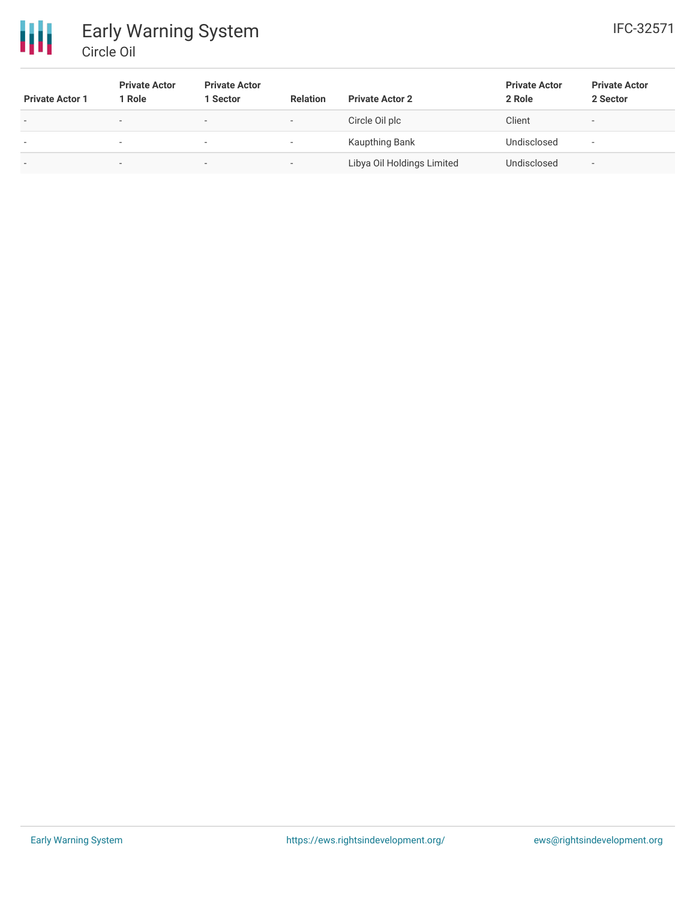| Private Actor 1 | Private Actor 1 Role | Private Actor 1 Sector | Relation | Private Actor 2 | Private Actor 2 Role | Private Actor 2 Sector |
|---|---|---|---|---|---|---|
| - | - | - | - | Circle Oil plc | Client | - |
| - | - | - | - | Kaupthing Bank | Undisclosed | - |
| - | - | - | - | Libya Oil Holdings Limited | Undisclosed | - |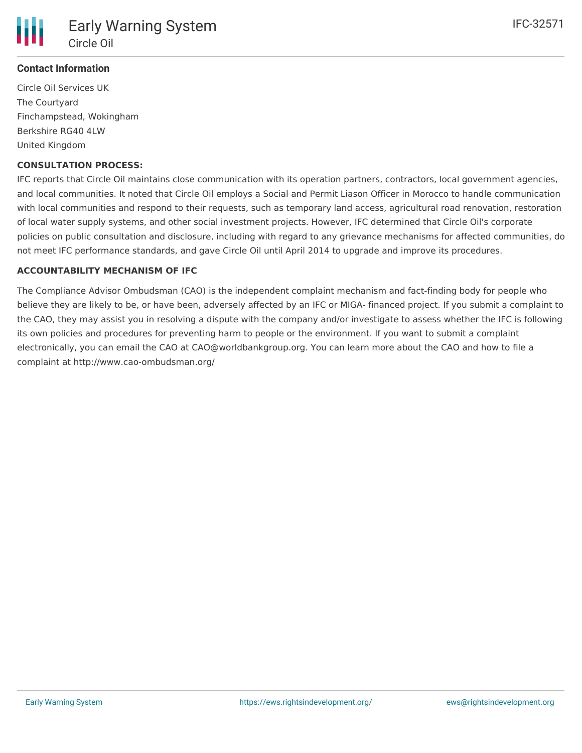**Contact Information**

Circle Oil Services UK
The Courtyard
Finchampstead, Wokingham
Berkshire RG40 4LW
United Kingdom

**CONSULTATION PROCESS:**

IFC reports that Circle Oil maintains close communication with its operation partners, contractors, local government agencies, and local communities. It noted that Circle Oil employs a Social and Permit Liason Officer in Morocco to handle communication with local communities and respond to their requests, such as temporary land access, agricultural road renovation, restoration of local water supply systems, and other social investment projects. However, IFC determined that Circle Oil's corporate policies on public consultation and disclosure, including with regard to any grievance mechanisms for affected communities, do not meet IFC performance standards, and gave Circle Oil until April 2014 to upgrade and improve its procedures.

**ACCOUNTABILITY MECHANISM OF IFC**

The Compliance Advisor Ombudsman (CAO) is the independent complaint mechanism and fact-finding body for people who believe they are likely to be, or have been, adversely affected by an IFC or MIGA- financed project. If you submit a complaint to the CAO, they may assist you in resolving a dispute with the company and/or investigate to assess whether the IFC is following its own policies and procedures for preventing harm to people or the environment. If you want to submit a complaint electronically, you can email the CAO at CAO@worldbankgroup.org. You can learn more about the CAO and how to file a complaint at http://www.cao-ombudsman.org/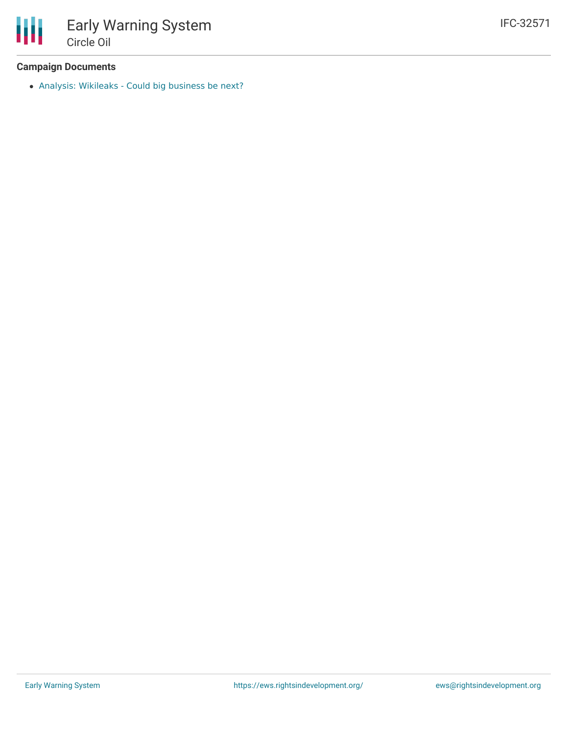**Campaign Documents**

- Analysis: Wikileaks - Could big business be next?